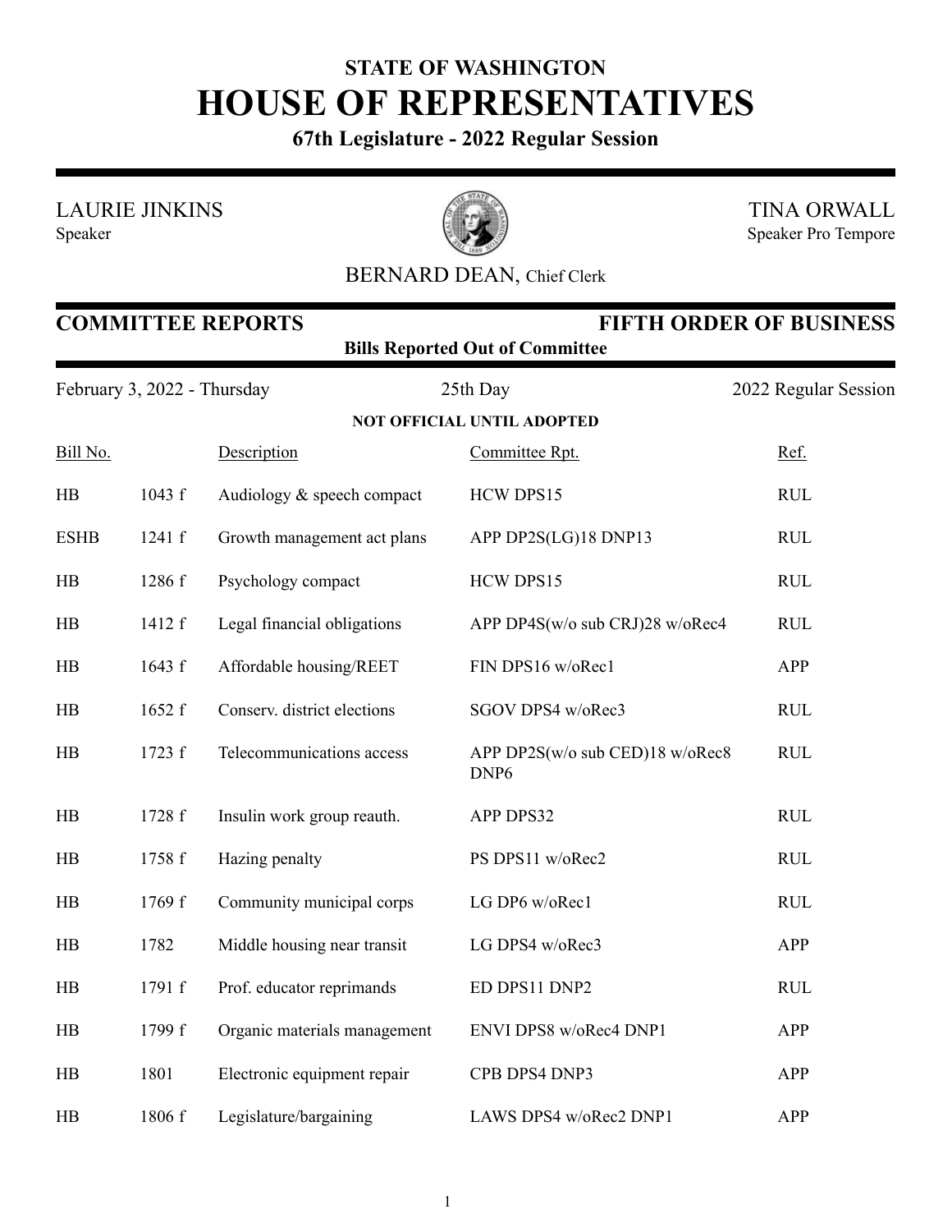# STATE OF WASHINGTON
# HOUSE OF REPRESENTATIVES

**67th Legislature - 2022 Regular Session**

LAURIE JINKINS
Speaker

TINA ORWALL
Speaker Pro Tempore

BERNARD DEAN, Chief Clerk

## COMMITTEE REPORTS — FIFTH ORDER OF BUSINESS

**Bills Reported Out of Committee**

February 3, 2022 - Thursday | 25th Day | 2022 Regular Session

**NOT OFFICIAL UNTIL ADOPTED**

| Bill No. | | Description | Committee Rpt. | Ref. |
|---|---|---|---|---|
| HB | 1043 f | Audiology & speech compact | HCW DPS15 | RUL |
| ESHB | 1241 f | Growth management act plans | APP DP2S(LG)18 DNP13 | RUL |
| HB | 1286 f | Psychology compact | HCW DPS15 | RUL |
| HB | 1412 f | Legal financial obligations | APP DP4S(w/o sub CRJ)28 w/oRec4 | RUL |
| HB | 1643 f | Affordable housing/REET | FIN DPS16 w/oRec1 | APP |
| HB | 1652 f | Conserv. district elections | SGOV DPS4 w/oRec3 | RUL |
| HB | 1723 f | Telecommunications access | APP DP2S(w/o sub CED)18 w/oRec8 DNP6 | RUL |
| HB | 1728 f | Insulin work group reauth. | APP DPS32 | RUL |
| HB | 1758 f | Hazing penalty | PS DPS11 w/oRec2 | RUL |
| HB | 1769 f | Community municipal corps | LG DP6 w/oRec1 | RUL |
| HB | 1782 | Middle housing near transit | LG DPS4 w/oRec3 | APP |
| HB | 1791 f | Prof. educator reprimands | ED DPS11 DNP2 | RUL |
| HB | 1799 f | Organic materials management | ENVI DPS8 w/oRec4 DNP1 | APP |
| HB | 1801 | Electronic equipment repair | CPB DPS4 DNP3 | APP |
| HB | 1806 f | Legislature/bargaining | LAWS DPS4 w/oRec2 DNP1 | APP |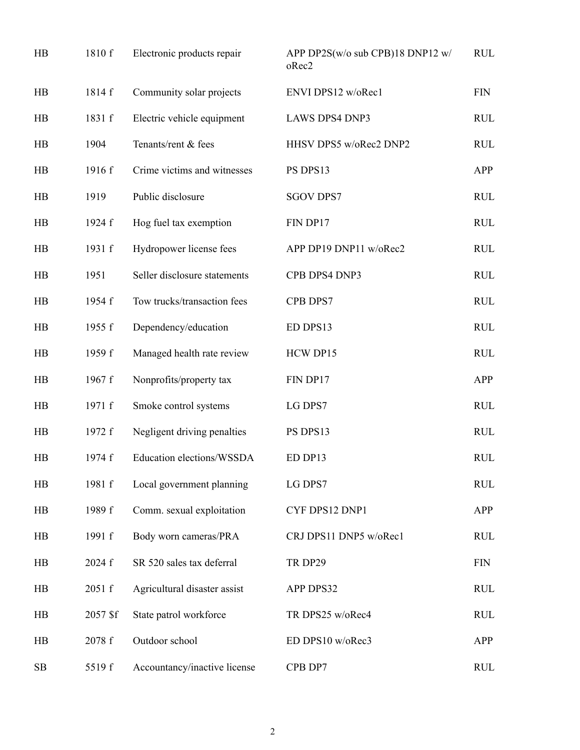| | | | | |
|---|---|---|---|---|
| HB | 1810 f | Electronic products repair | APP DP2S(w/o sub CPB)18 DNP12 w/oRec2 | RUL |
| HB | 1814 f | Community solar projects | ENVI DPS12 w/oRec1 | FIN |
| HB | 1831 f | Electric vehicle equipment | LAWS DPS4 DNP3 | RUL |
| HB | 1904 | Tenants/rent & fees | HHSV DPS5 w/oRec2 DNP2 | RUL |
| HB | 1916 f | Crime victims and witnesses | PS DPS13 | APP |
| HB | 1919 | Public disclosure | SGOV DPS7 | RUL |
| HB | 1924 f | Hog fuel tax exemption | FIN DP17 | RUL |
| HB | 1931 f | Hydropower license fees | APP DP19 DNP11 w/oRec2 | RUL |
| HB | 1951 | Seller disclosure statements | CPB DPS4 DNP3 | RUL |
| HB | 1954 f | Tow trucks/transaction fees | CPB DPS7 | RUL |
| HB | 1955 f | Dependency/education | ED DPS13 | RUL |
| HB | 1959 f | Managed health rate review | HCW DP15 | RUL |
| HB | 1967 f | Nonprofits/property tax | FIN DP17 | APP |
| HB | 1971 f | Smoke control systems | LG DPS7 | RUL |
| HB | 1972 f | Negligent driving penalties | PS DPS13 | RUL |
| HB | 1974 f | Education elections/WSSDA | ED DP13 | RUL |
| HB | 1981 f | Local government planning | LG DPS7 | RUL |
| HB | 1989 f | Comm. sexual exploitation | CYF DPS12 DNP1 | APP |
| HB | 1991 f | Body worn cameras/PRA | CRJ DPS11 DNP5 w/oRec1 | RUL |
| HB | 2024 f | SR 520 sales tax deferral | TR DP29 | FIN |
| HB | 2051 f | Agricultural disaster assist | APP DPS32 | RUL |
| HB | 2057 $f | State patrol workforce | TR DPS25 w/oRec4 | RUL |
| HB | 2078 f | Outdoor school | ED DPS10 w/oRec3 | APP |
| SB | 5519 f | Accountancy/inactive license | CPB DP7 | RUL |